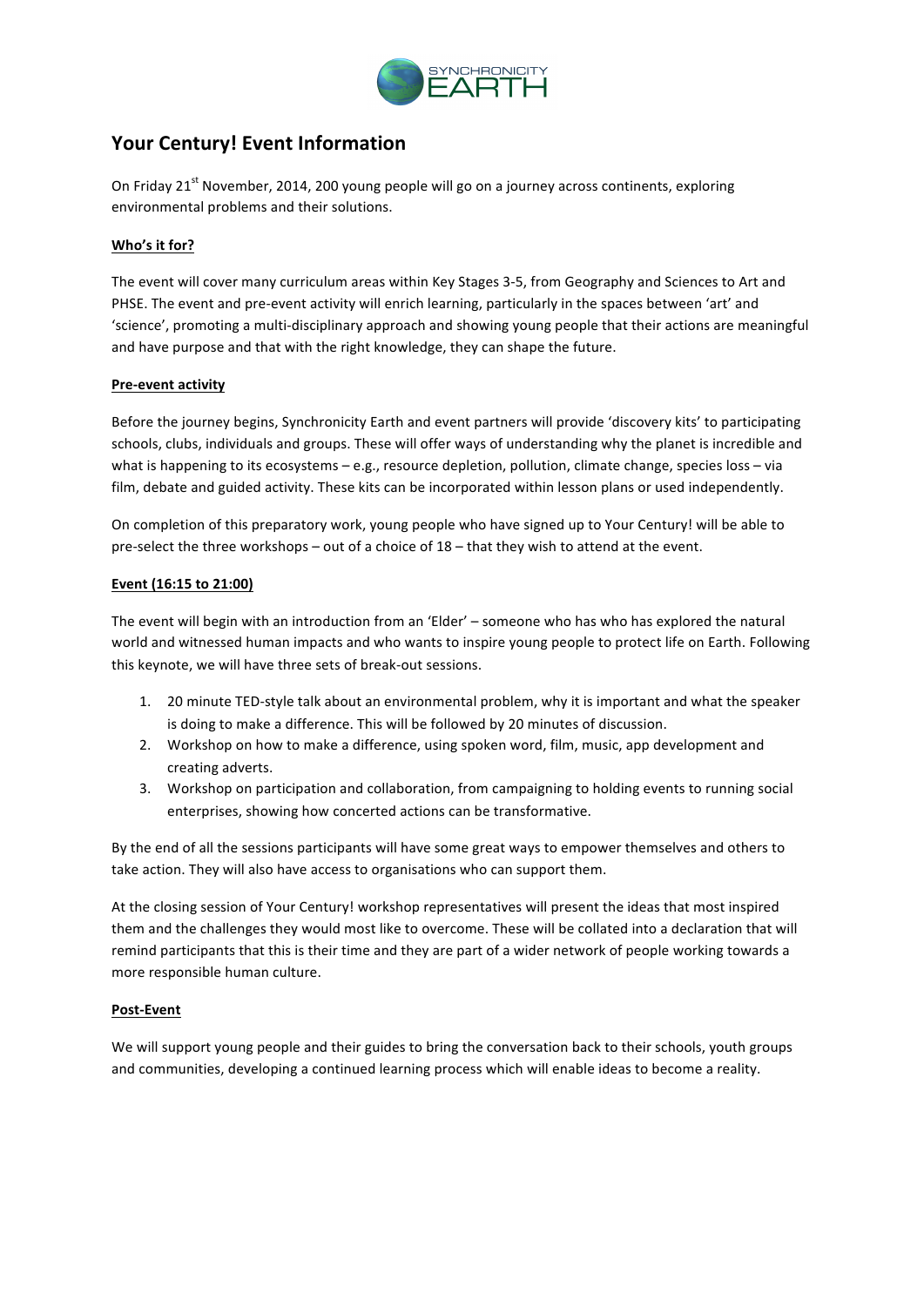# Your Century! Event Information

On Friday 21st November, 2014, 200 young people will go on a journey across continents, exploring environmental problems and their solutions.

**Who's it for?**

The event will cover many curriculum areas within Key Stages 3-5, from Geography and Sciences to Art and PHSE. The event and pre-event activity will enrich learning, particularly in the spaces between 'art' and 'science', promoting a multi-disciplinary approach and showing young people that their actions are meaningful and have purpose and that with the right knowledge, they can shape the future.

**Pre-event activity**

Before the journey begins, Synchronicity Earth and event partners will provide 'discovery kits' to participating schools, clubs, individuals and groups. These will offer ways of understanding why the planet is incredible and what is happening to its ecosystems – e.g., resource depletion, pollution, climate change, species loss – via film, debate and guided activity. These kits can be incorporated within lesson plans or used independently.

On completion of this preparatory work, young people who have signed up to Your Century! will be able to pre-select the three workshops – out of a choice of 18 – that they wish to attend at the event.

**Event (16:15 to 21:00)**

The event will begin with an introduction from an 'Elder' – someone who has who has explored the natural world and witnessed human impacts and who wants to inspire young people to protect life on Earth. Following this keynote, we will have three sets of break-out sessions.

1. 20 minute TED-style talk about an environmental problem, why it is important and what the speaker is doing to make a difference. This will be followed by 20 minutes of discussion.
2. Workshop on how to make a difference, using spoken word, film, music, app development and creating adverts.
3. Workshop on participation and collaboration, from campaigning to holding events to running social enterprises, showing how concerted actions can be transformative.

By the end of all the sessions participants will have some great ways to empower themselves and others to take action. They will also have access to organisations who can support them.

At the closing session of Your Century! workshop representatives will present the ideas that most inspired them and the challenges they would most like to overcome. These will be collated into a declaration that will remind participants that this is their time and they are part of a wider network of people working towards a more responsible human culture.

**Post-Event**

We will support young people and their guides to bring the conversation back to their schools, youth groups and communities, developing a continued learning process which will enable ideas to become a reality.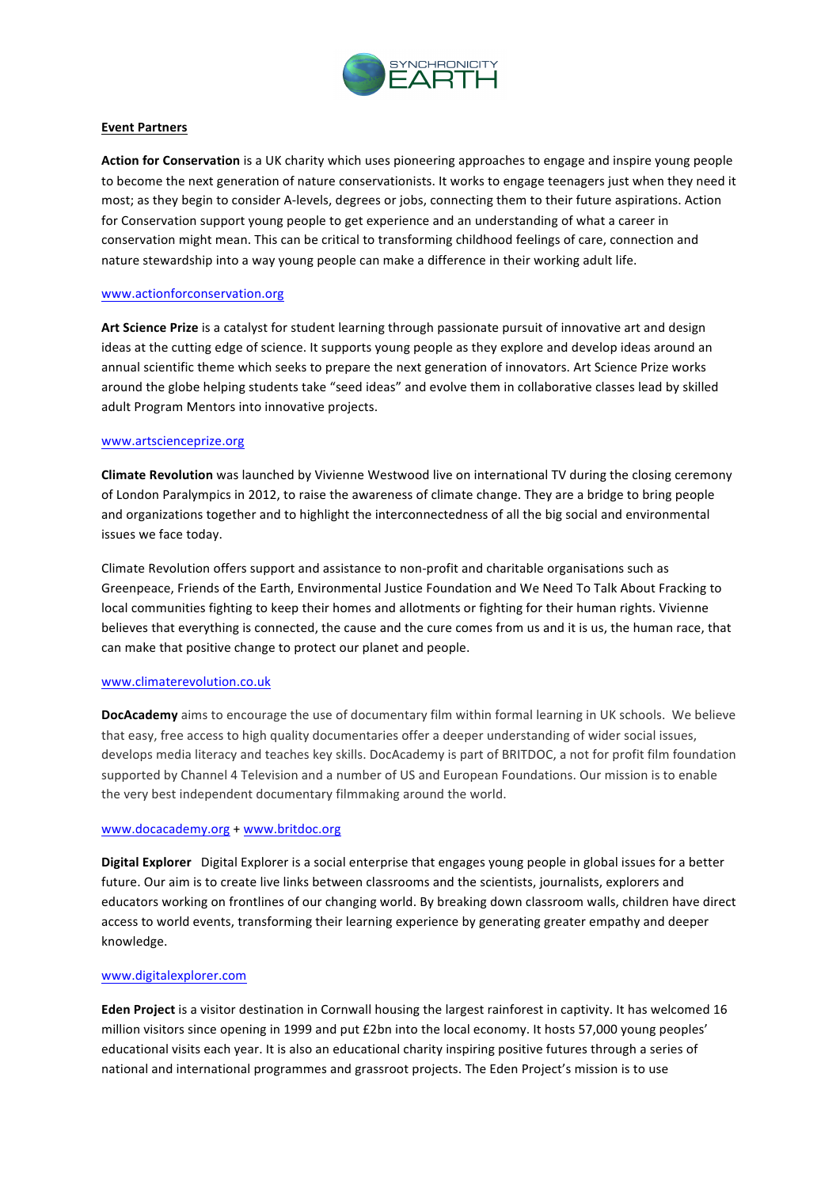**Event Partners**

**Action for Conservation** is a UK charity which uses pioneering approaches to engage and inspire young people to become the next generation of nature conservationists. It works to engage teenagers just when they need it most; as they begin to consider A-levels, degrees or jobs, connecting them to their future aspirations. Action for Conservation support young people to get experience and an understanding of what a career in conservation might mean. This can be critical to transforming childhood feelings of care, connection and nature stewardship into a way young people can make a difference in their working adult life.

www.actionforconservation.org

**Art Science Prize** is a catalyst for student learning through passionate pursuit of innovative art and design ideas at the cutting edge of science. It supports young people as they explore and develop ideas around an annual scientific theme which seeks to prepare the next generation of innovators. Art Science Prize works around the globe helping students take "seed ideas" and evolve them in collaborative classes lead by skilled adult Program Mentors into innovative projects.

www.artscienceprize.org

**Climate Revolution** was launched by Vivienne Westwood live on international TV during the closing ceremony of London Paralympics in 2012, to raise the awareness of climate change. They are a bridge to bring people and organizations together and to highlight the interconnectedness of all the big social and environmental issues we face today.

Climate Revolution offers support and assistance to non-profit and charitable organisations such as Greenpeace, Friends of the Earth, Environmental Justice Foundation and We Need To Talk About Fracking to local communities fighting to keep their homes and allotments or fighting for their human rights. Vivienne believes that everything is connected, the cause and the cure comes from us and it is us, the human race, that can make that positive change to protect our planet and people.

www.climaterevolution.co.uk

**DocAcademy** aims to encourage the use of documentary film within formal learning in UK schools. We believe that easy, free access to high quality documentaries offer a deeper understanding of wider social issues, develops media literacy and teaches key skills. DocAcademy is part of BRITDOC, a not for profit film foundation supported by Channel 4 Television and a number of US and European Foundations. Our mission is to enable the very best independent documentary filmmaking around the world.

www.docacademy.org + www.britdoc.org

**Digital Explorer** Digital Explorer is a social enterprise that engages young people in global issues for a better future. Our aim is to create live links between classrooms and the scientists, journalists, explorers and educators working on frontlines of our changing world. By breaking down classroom walls, children have direct access to world events, transforming their learning experience by generating greater empathy and deeper knowledge.

www.digitalexplorer.com

**Eden Project** is a visitor destination in Cornwall housing the largest rainforest in captivity. It has welcomed 16 million visitors since opening in 1999 and put £2bn into the local economy. It hosts 57,000 young peoples' educational visits each year. It is also an educational charity inspiring positive futures through a series of national and international programmes and grassroot projects. The Eden Project's mission is to use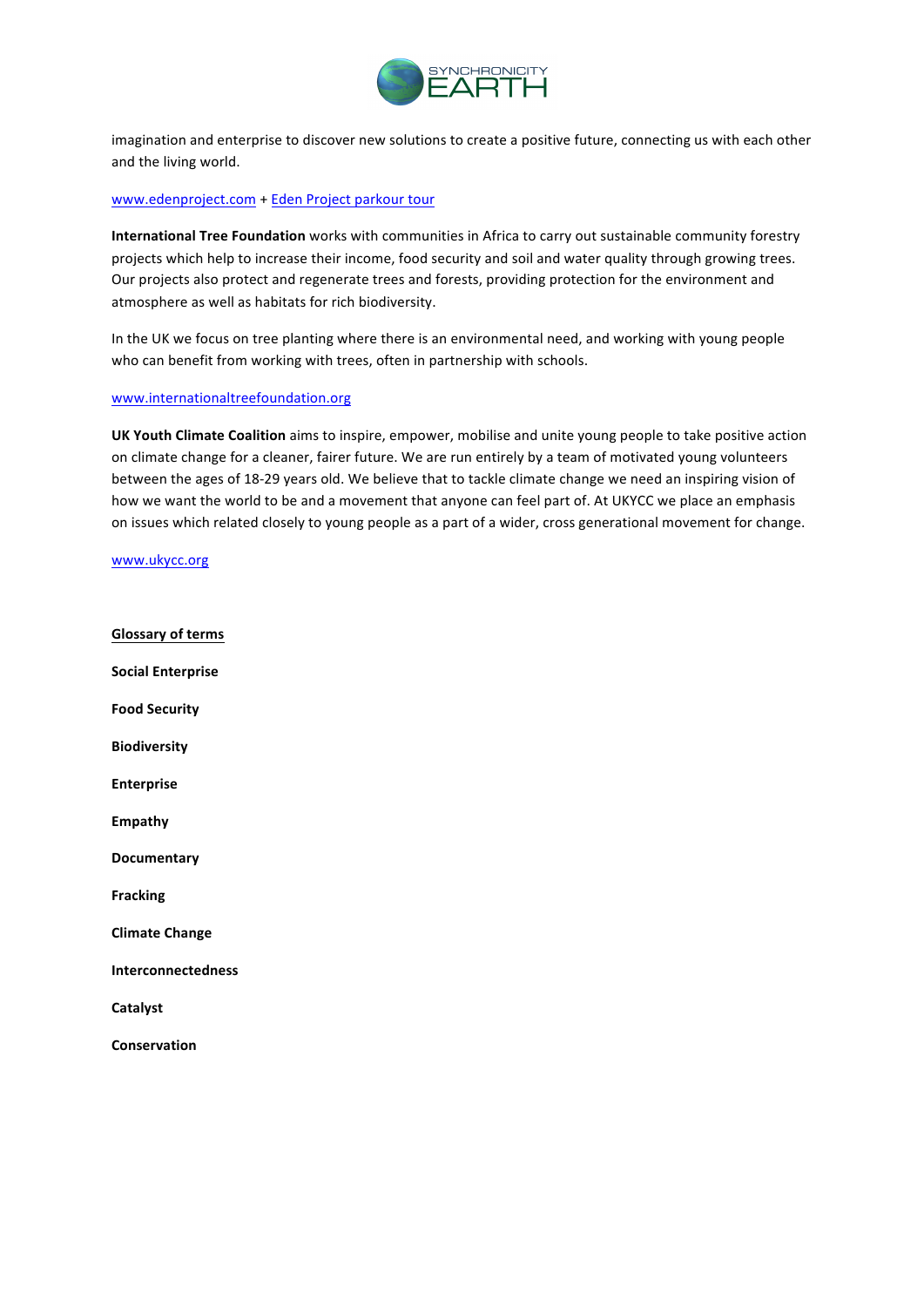imagination and enterprise to discover new solutions to create a positive future, connecting us with each other and the living world.

www.edenproject.com + Eden Project parkour tour

**International Tree Foundation** works with communities in Africa to carry out sustainable community forestry projects which help to increase their income, food security and soil and water quality through growing trees. Our projects also protect and regenerate trees and forests, providing protection for the environment and atmosphere as well as habitats for rich biodiversity.

In the UK we focus on tree planting where there is an environmental need, and working with young people who can benefit from working with trees, often in partnership with schools.

www.internationaltreefoundation.org

**UK Youth Climate Coalition** aims to inspire, empower, mobilise and unite young people to take positive action on climate change for a cleaner, fairer future. We are run entirely by a team of motivated young volunteers between the ages of 18-29 years old. We believe that to tackle climate change we need an inspiring vision of how we want the world to be and a movement that anyone can feel part of. At UKYCC we place an emphasis on issues which related closely to young people as a part of a wider, cross generational movement for change.

www.ukycc.org

## Glossary of terms

**Social Enterprise**

**Food Security**

**Biodiversity**

**Enterprise**

**Empathy**

**Documentary**

**Fracking**

**Climate Change**

**Interconnectedness**

**Catalyst**

**Conservation**